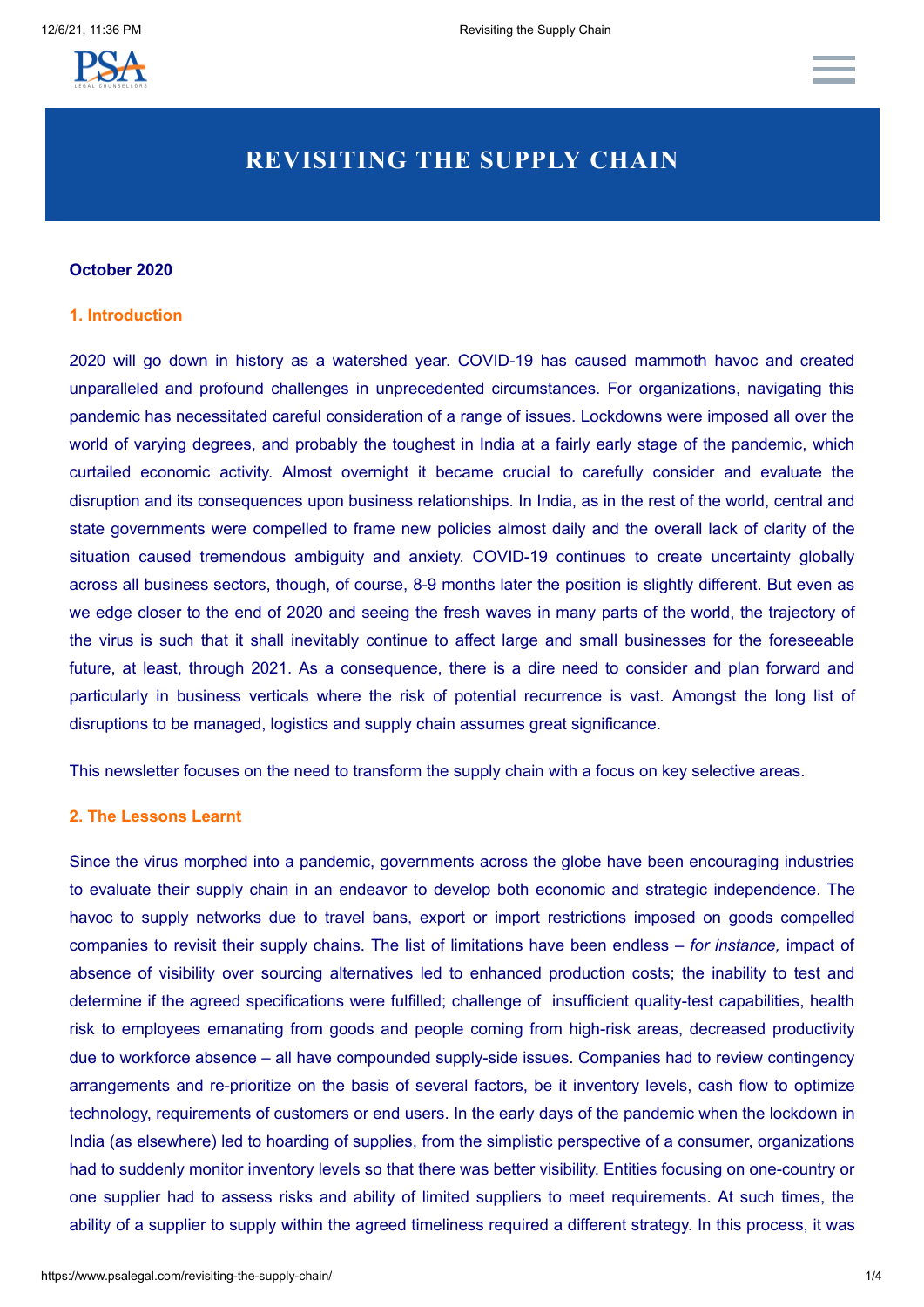# REVISITING THE SUPPLY CHAIN

**October 2020**

## 1. Introduction

2020 will go down in history as a watershed year. COVID-19 has caused mammoth havoc and created unparalleled and profound challenges in unprecedented circumstances. For organizations, navigating this pandemic has necessitated careful consideration of a range of issues. Lockdowns were imposed all over the world of varying degrees, and probably the toughest in India at a fairly early stage of the pandemic, which curtailed economic activity. Almost overnight it became crucial to carefully consider and evaluate the disruption and its consequences upon business relationships. In India, as in the rest of the world, central and state governments were compelled to frame new policies almost daily and the overall lack of clarity of the situation caused tremendous ambiguity and anxiety. COVID-19 continues to create uncertainty globally across all business sectors, though, of course, 8-9 months later the position is slightly different. But even as we edge closer to the end of 2020 and seeing the fresh waves in many parts of the world, the trajectory of the virus is such that it shall inevitably continue to affect large and small businesses for the foreseeable future, at least, through 2021. As a consequence, there is a dire need to consider and plan forward and particularly in business verticals where the risk of potential recurrence is vast. Amongst the long list of disruptions to be managed, logistics and supply chain assumes great significance.

This newsletter focuses on the need to transform the supply chain with a focus on key selective areas.

## 2. The Lessons Learnt

Since the virus morphed into a pandemic, governments across the globe have been encouraging industries to evaluate their supply chain in an endeavor to develop both economic and strategic independence. The havoc to supply networks due to travel bans, export or import restrictions imposed on goods compelled companies to revisit their supply chains. The list of limitations have been endless – *for instance,* impact of absence of visibility over sourcing alternatives led to enhanced production costs; the inability to test and determine if the agreed specifications were fulfilled; challenge of insufficient quality-test capabilities, health risk to employees emanating from goods and people coming from high-risk areas, decreased productivity due to workforce absence – all have compounded supply-side issues. Companies had to review contingency arrangements and re-prioritize on the basis of several factors, be it inventory levels, cash flow to optimize technology, requirements of customers or end users. In the early days of the pandemic when the lockdown in India (as elsewhere) led to hoarding of supplies, from the simplistic perspective of a consumer, organizations had to suddenly monitor inventory levels so that there was better visibility. Entities focusing on one-country or one supplier had to assess risks and ability of limited suppliers to meet requirements. At such times, the ability of a supplier to supply within the agreed timeliness required a different strategy. In this process, it was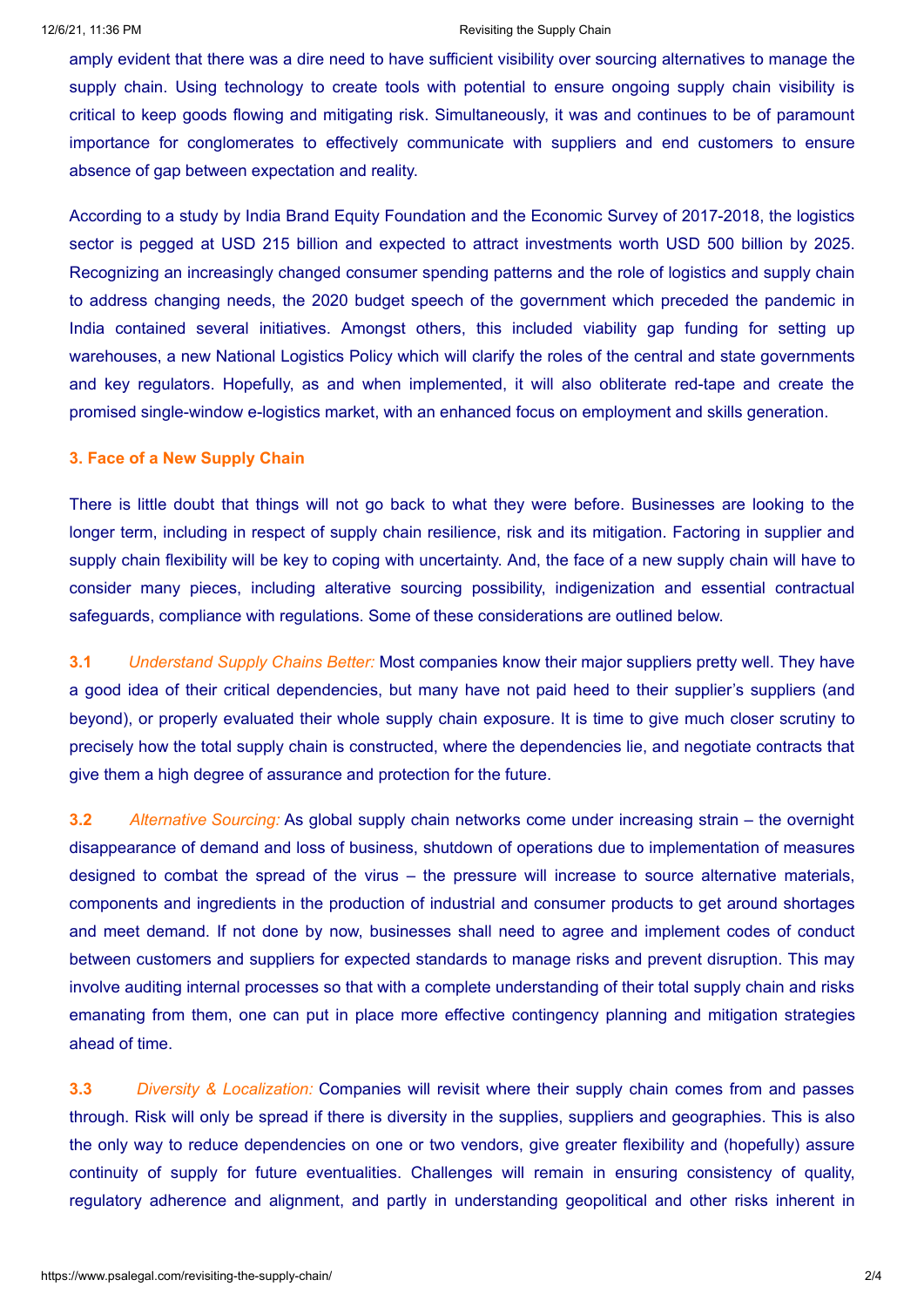amply evident that there was a dire need to have sufficient visibility over sourcing alternatives to manage the supply chain. Using technology to create tools with potential to ensure ongoing supply chain visibility is critical to keep goods flowing and mitigating risk. Simultaneously, it was and continues to be of paramount importance for conglomerates to effectively communicate with suppliers and end customers to ensure absence of gap between expectation and reality.

According to a study by India Brand Equity Foundation and the Economic Survey of 2017-2018, the logistics sector is pegged at USD 215 billion and expected to attract investments worth USD 500 billion by 2025. Recognizing an increasingly changed consumer spending patterns and the role of logistics and supply chain to address changing needs, the 2020 budget speech of the government which preceded the pandemic in India contained several initiatives. Amongst others, this included viability gap funding for setting up warehouses, a new National Logistics Policy which will clarify the roles of the central and state governments and key regulators. Hopefully, as and when implemented, it will also obliterate red-tape and create the promised single-window e-logistics market, with an enhanced focus on employment and skills generation.

### 3. Face of a New Supply Chain

There is little doubt that things will not go back to what they were before. Businesses are looking to the longer term, including in respect of supply chain resilience, risk and its mitigation. Factoring in supplier and supply chain flexibility will be key to coping with uncertainty. And, the face of a new supply chain will have to consider many pieces, including alterative sourcing possibility, indigenization and essential contractual safeguards, compliance with regulations. Some of these considerations are outlined below.

**3.1** *Understand Supply Chains Better:* Most companies know their major suppliers pretty well. They have a good idea of their critical dependencies, but many have not paid heed to their supplier's suppliers (and beyond), or properly evaluated their whole supply chain exposure. It is time to give much closer scrutiny to precisely how the total supply chain is constructed, where the dependencies lie, and negotiate contracts that give them a high degree of assurance and protection for the future.

**3.2** *Alternative Sourcing:* As global supply chain networks come under increasing strain – the overnight disappearance of demand and loss of business, shutdown of operations due to implementation of measures designed to combat the spread of the virus – the pressure will increase to source alternative materials, components and ingredients in the production of industrial and consumer products to get around shortages and meet demand. If not done by now, businesses shall need to agree and implement codes of conduct between customers and suppliers for expected standards to manage risks and prevent disruption. This may involve auditing internal processes so that with a complete understanding of their total supply chain and risks emanating from them, one can put in place more effective contingency planning and mitigation strategies ahead of time.

**3.3** *Diversity & Localization:* Companies will revisit where their supply chain comes from and passes through. Risk will only be spread if there is diversity in the supplies, suppliers and geographies. This is also the only way to reduce dependencies on one or two vendors, give greater flexibility and (hopefully) assure continuity of supply for future eventualities. Challenges will remain in ensuring consistency of quality, regulatory adherence and alignment, and partly in understanding geopolitical and other risks inherent in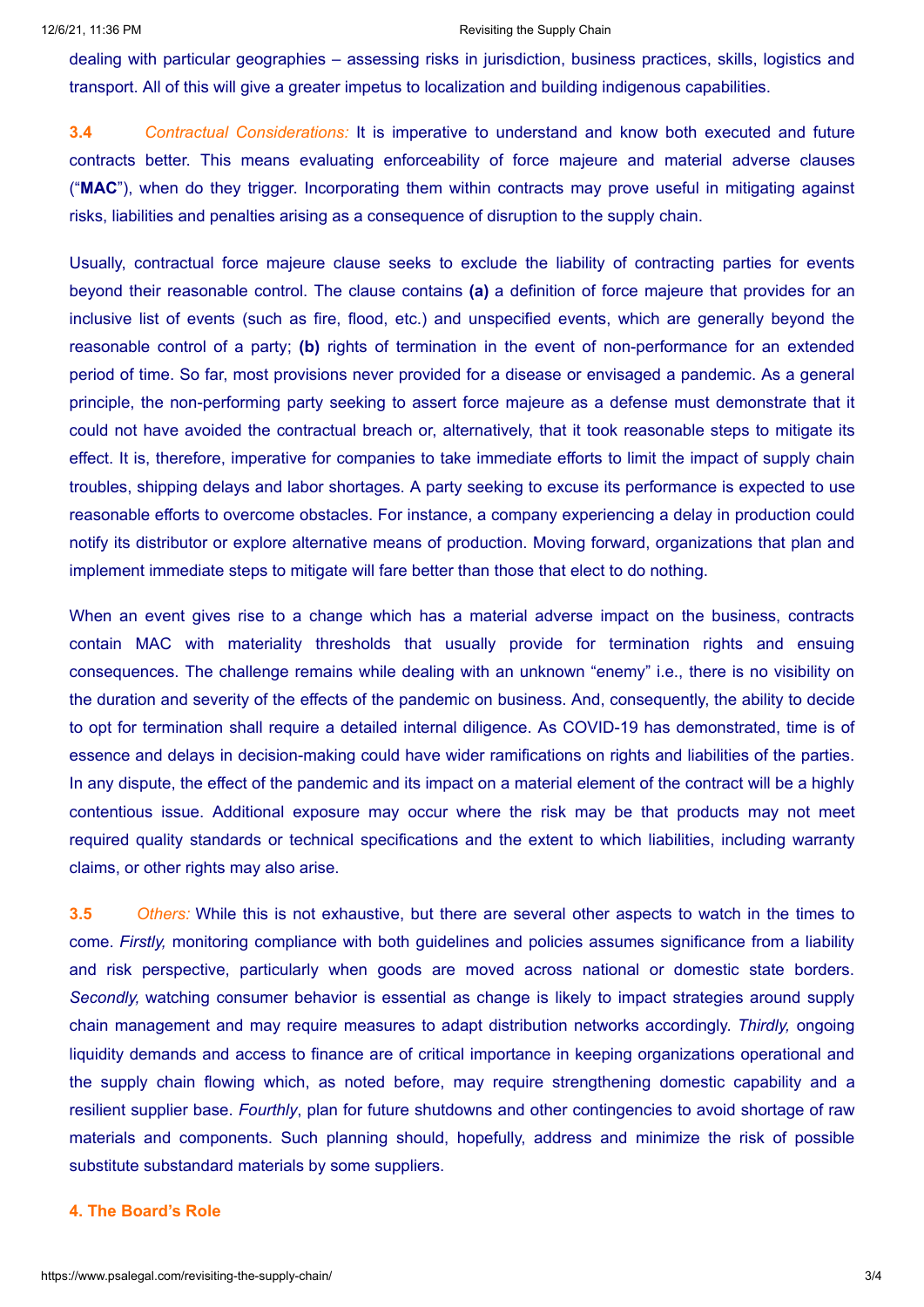dealing with particular geographies – assessing risks in jurisdiction, business practices, skills, logistics and transport. All of this will give a greater impetus to localization and building indigenous capabilities.

**3.4** *Contractual Considerations:* It is imperative to understand and know both executed and future contracts better. This means evaluating enforceability of force majeure and material adverse clauses ("**MAC**"), when do they trigger. Incorporating them within contracts may prove useful in mitigating against risks, liabilities and penalties arising as a consequence of disruption to the supply chain.

Usually, contractual force majeure clause seeks to exclude the liability of contracting parties for events beyond their reasonable control. The clause contains **(a)** a definition of force majeure that provides for an inclusive list of events (such as fire, flood, etc.) and unspecified events, which are generally beyond the reasonable control of a party; **(b)** rights of termination in the event of non-performance for an extended period of time. So far, most provisions never provided for a disease or envisaged a pandemic. As a general principle, the non-performing party seeking to assert force majeure as a defense must demonstrate that it could not have avoided the contractual breach or, alternatively, that it took reasonable steps to mitigate its effect. It is, therefore, imperative for companies to take immediate efforts to limit the impact of supply chain troubles, shipping delays and labor shortages. A party seeking to excuse its performance is expected to use reasonable efforts to overcome obstacles. For instance, a company experiencing a delay in production could notify its distributor or explore alternative means of production. Moving forward, organizations that plan and implement immediate steps to mitigate will fare better than those that elect to do nothing.

When an event gives rise to a change which has a material adverse impact on the business, contracts contain MAC with materiality thresholds that usually provide for termination rights and ensuing consequences. The challenge remains while dealing with an unknown "enemy" i.e., there is no visibility on the duration and severity of the effects of the pandemic on business. And, consequently, the ability to decide to opt for termination shall require a detailed internal diligence. As COVID-19 has demonstrated, time is of essence and delays in decision-making could have wider ramifications on rights and liabilities of the parties. In any dispute, the effect of the pandemic and its impact on a material element of the contract will be a highly contentious issue. Additional exposure may occur where the risk may be that products may not meet required quality standards or technical specifications and the extent to which liabilities, including warranty claims, or other rights may also arise.

**3.5** *Others:* While this is not exhaustive, but there are several other aspects to watch in the times to come. *Firstly,* monitoring compliance with both guidelines and policies assumes significance from a liability and risk perspective, particularly when goods are moved across national or domestic state borders. *Secondly,* watching consumer behavior is essential as change is likely to impact strategies around supply chain management and may require measures to adapt distribution networks accordingly. *Thirdly,* ongoing liquidity demands and access to finance are of critical importance in keeping organizations operational and the supply chain flowing which, as noted before, may require strengthening domestic capability and a resilient supplier base. *Fourthly*, plan for future shutdowns and other contingencies to avoid shortage of raw materials and components. Such planning should, hopefully, address and minimize the risk of possible substitute substandard materials by some suppliers.

## 4. The Board's Role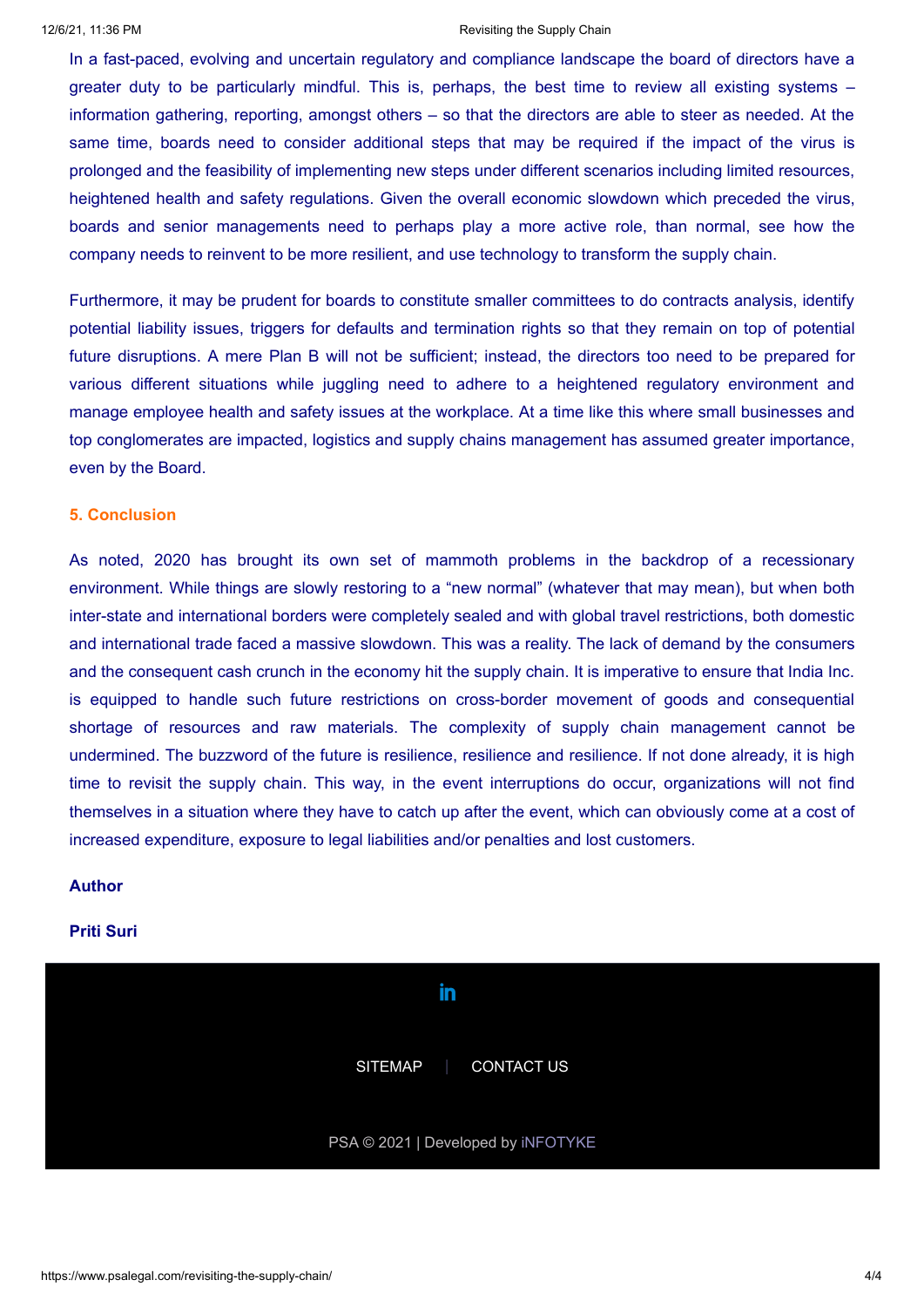In a fast-paced, evolving and uncertain regulatory and compliance landscape the board of directors have a greater duty to be particularly mindful. This is, perhaps, the best time to review all existing systems – information gathering, reporting, amongst others – so that the directors are able to steer as needed. At the same time, boards need to consider additional steps that may be required if the impact of the virus is prolonged and the feasibility of implementing new steps under different scenarios including limited resources, heightened health and safety regulations. Given the overall economic slowdown which preceded the virus, boards and senior managements need to perhaps play a more active role, than normal, see how the company needs to reinvent to be more resilient, and use technology to transform the supply chain.

Furthermore, it may be prudent for boards to constitute smaller committees to do contracts analysis, identify potential liability issues, triggers for defaults and termination rights so that they remain on top of potential future disruptions. A mere Plan B will not be sufficient; instead, the directors too need to be prepared for various different situations while juggling need to adhere to a heightened regulatory environment and manage employee health and safety issues at the workplace. At a time like this where small businesses and top conglomerates are impacted, logistics and supply chains management has assumed greater importance, even by the Board.

## 5. Conclusion

As noted, 2020 has brought its own set of mammoth problems in the backdrop of a recessionary environment. While things are slowly restoring to a "new normal" (whatever that may mean), but when both inter-state and international borders were completely sealed and with global travel restrictions, both domestic and international trade faced a massive slowdown. This was a reality. The lack of demand by the consumers and the consequent cash crunch in the economy hit the supply chain. It is imperative to ensure that India Inc. is equipped to handle such future restrictions on cross-border movement of goods and consequential shortage of resources and raw materials. The complexity of supply chain management cannot be undermined. The buzzword of the future is resilience, resilience and resilience. If not done already, it is high time to revisit the supply chain. This way, in the event interruptions do occur, organizations will not find themselves in a situation where they have to catch up after the event, which can obviously come at a cost of increased expenditure, exposure to legal liabilities and/or penalties and lost customers.

**Author**

**Priti Suri**

SITEMAP | CONTACT US

PSA © 2021 | Developed by iNFOTYKE